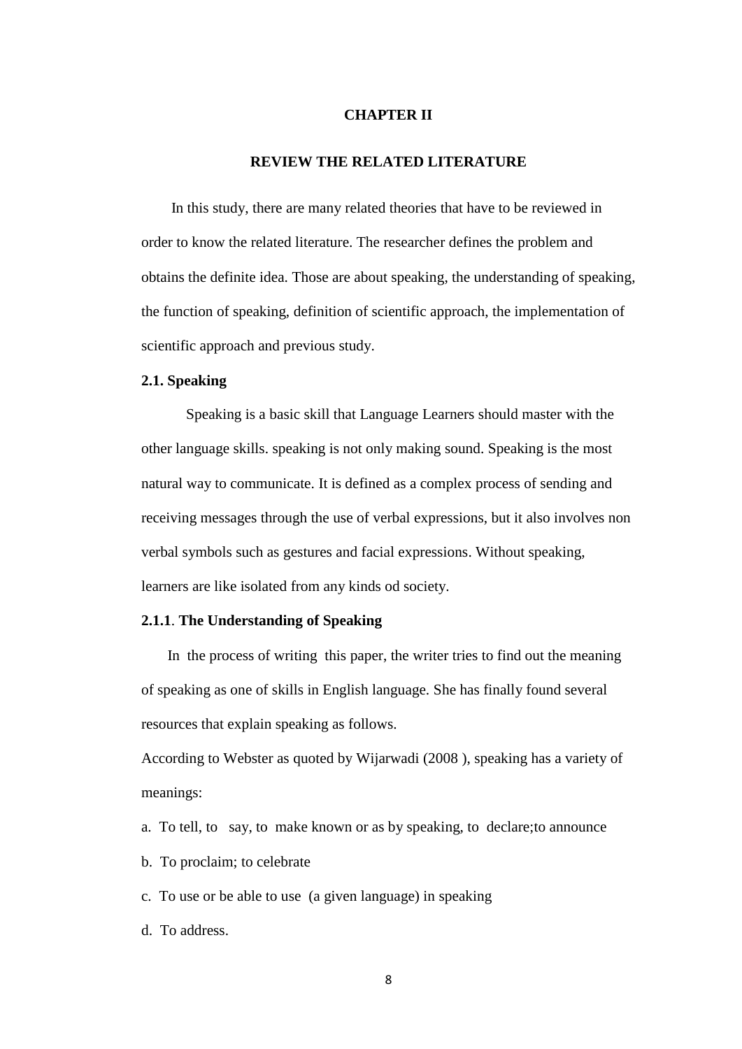# CHAPTER II

# REVIEW THE RELATED LITERATURE

In this study, there are many related theories that have to be reviewed in order to know the related literature. The researcher defines the problem and obtains the definite idea. Those are about speaking, the understanding of speaking, the function of speaking, definition of scientific approach, the implementation of scientific approach and previous study.

## 2.1. Speaking

Speaking is a basic skill that Language Learners should master with the other language skills. speaking is not only making sound. Speaking is the most natural way to communicate. It is defined as a complex process of sending and receiving messages through the use of verbal expressions, but it also involves non verbal symbols such as gestures and facial expressions. Without speaking, learners are like isolated from any kinds od society.

### 2.1.1. The Understanding of Speaking

In the process of writing this paper, the writer tries to find out the meaning of speaking as one of skills in English language. She has finally found several resources that explain speaking as follows.

According to Webster as quoted by Wijarwadi (2008 ), speaking has a variety of meanings:

a. To tell, to say, to make known or as by speaking, to declare;to announce

b. To proclaim; to celebrate

c. To use or be able to use (a given language) in speaking

d. To address.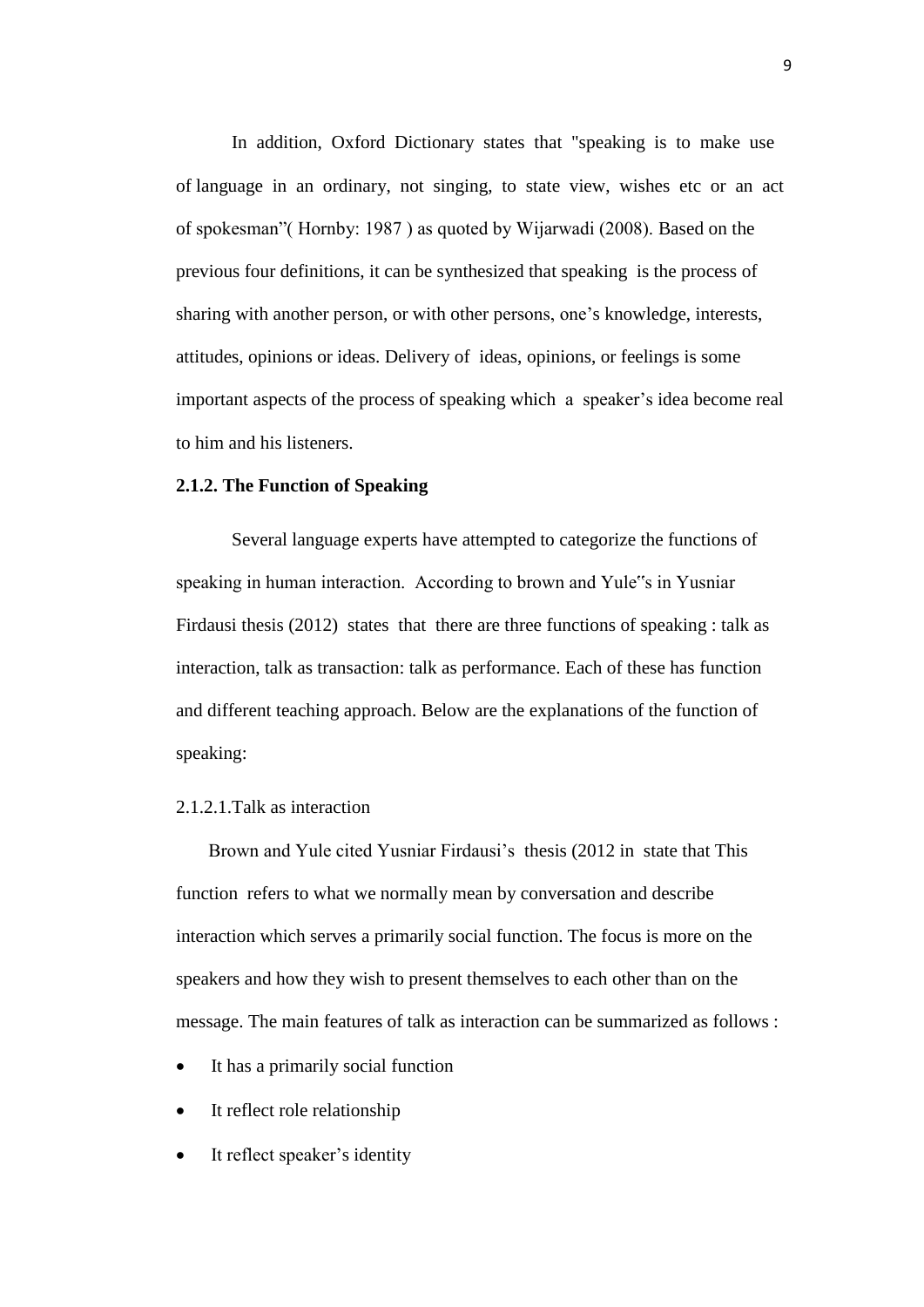In addition, Oxford Dictionary states that "speaking is to make use of language in an ordinary, not singing, to state view, wishes etc or an act of spokesman"( Hornby: 1987 ) as quoted by Wijarwadi (2008). Based on the previous four definitions, it can be synthesized that speaking is the process of sharing with another person, or with other persons, one's knowledge, interests, attitudes, opinions or ideas. Delivery of ideas, opinions, or feelings is some important aspects of the process of speaking which a speaker's idea become real to him and his listeners.

### 2.1.2. The Function of Speaking

Several language experts have attempted to categorize the functions of speaking in human interaction. According to brown and Yule"s in Yusniar Firdausi thesis (2012) states that there are three functions of speaking : talk as interaction, talk as transaction: talk as performance. Each of these has function and different teaching approach. Below are the explanations of the function of speaking:

2.1.2.1.Talk as interaction

Brown and Yule cited Yusniar Firdausi's thesis (2012 in state that This function refers to what we normally mean by conversation and describe interaction which serves a primarily social function. The focus is more on the speakers and how they wish to present themselves to each other than on the message. The main features of talk as interaction can be summarized as follows :

- It has a primarily social function
- It reflect role relationship
- It reflect speaker's identity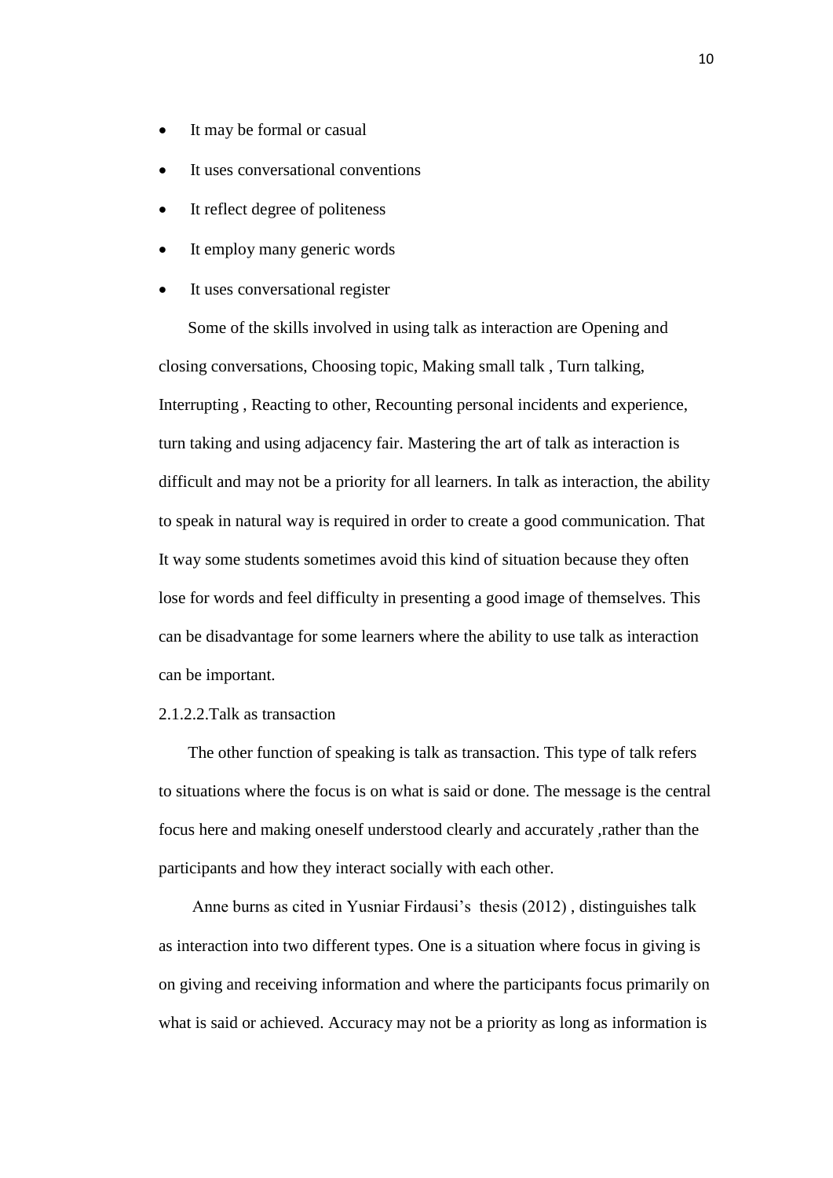- It may be formal or casual
- It uses conversational conventions
- It reflect degree of politeness
- It employ many generic words
- It uses conversational register

Some of the skills involved in using talk as interaction are Opening and closing conversations, Choosing topic, Making small talk , Turn talking, Interrupting , Reacting to other, Recounting personal incidents and experience, turn taking and using adjacency fair. Mastering the art of talk as interaction is difficult and may not be a priority for all learners. In talk as interaction, the ability to speak in natural way is required in order to create a good communication. That It way some students sometimes avoid this kind of situation because they often lose for words and feel difficulty in presenting a good image of themselves. This can be disadvantage for some learners where the ability to use talk as interaction can be important.

2.1.2.2.Talk as transaction

The other function of speaking is talk as transaction. This type of talk refers to situations where the focus is on what is said or done. The message is the central focus here and making oneself understood clearly and accurately ,rather than the participants and how they interact socially with each other.

Anne burns as cited in Yusniar Firdausi's thesis (2012) , distinguishes talk as interaction into two different types. One is a situation where focus in giving is on giving and receiving information and where the participants focus primarily on what is said or achieved. Accuracy may not be a priority as long as information is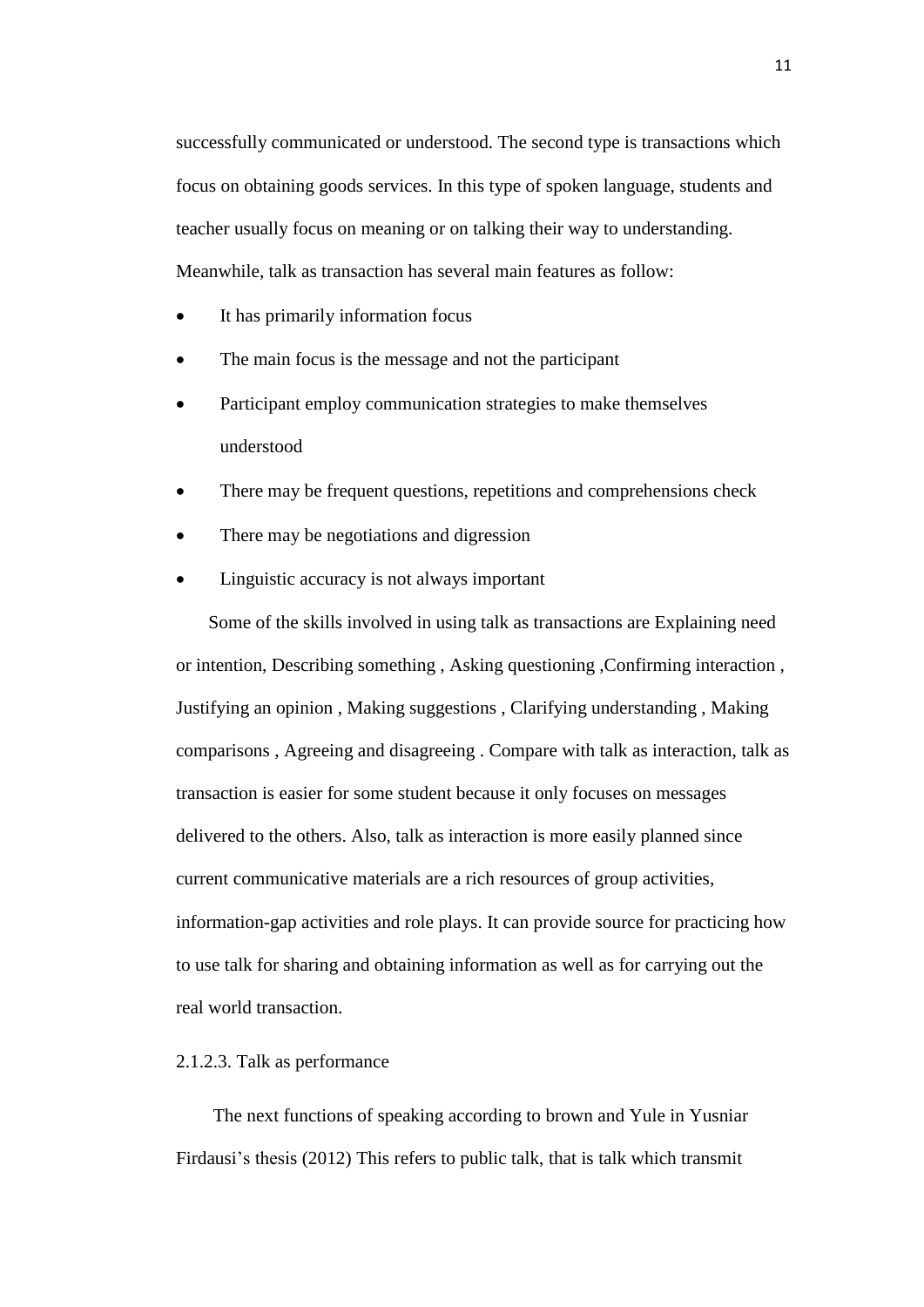successfully communicated or understood. The second type is transactions which focus on obtaining goods services. In this type of spoken language, students and teacher usually focus on meaning or on talking their way to understanding. Meanwhile, talk as transaction has several main features as follow:

- It has primarily information focus
- The main focus is the message and not the participant
- Participant employ communication strategies to make themselves understood
- There may be frequent questions, repetitions and comprehensions check
- There may be negotiations and digression
- Linguistic accuracy is not always important

Some of the skills involved in using talk as transactions are Explaining need or intention, Describing something , Asking questioning ,Confirming interaction , Justifying an opinion , Making suggestions , Clarifying understanding , Making comparisons , Agreeing and disagreeing . Compare with talk as interaction, talk as transaction is easier for some student because it only focuses on messages delivered to the others. Also, talk as interaction is more easily planned since current communicative materials are a rich resources of group activities, information-gap activities and role plays. It can provide source for practicing how to use talk for sharing and obtaining information as well as for carrying out the real world transaction.

2.1.2.3. Talk as performance

The next functions of speaking according to brown and Yule in Yusniar Firdausi's thesis (2012) This refers to public talk, that is talk which transmit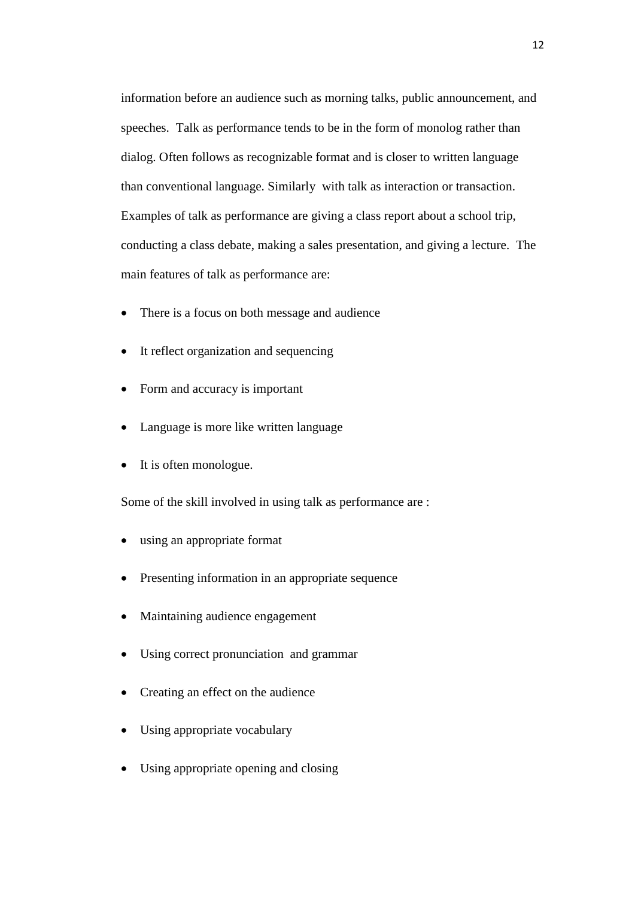information before an audience such as morning talks, public announcement, and speeches. Talk as performance tends to be in the form of monolog rather than dialog. Often follows as recognizable format and is closer to written language than conventional language. Similarly with talk as interaction or transaction. Examples of talk as performance are giving a class report about a school trip, conducting a class debate, making a sales presentation, and giving a lecture. The main features of talk as performance are:

- There is a focus on both message and audience
- It reflect organization and sequencing
- Form and accuracy is important
- Language is more like written language
- It is often monologue.

Some of the skill involved in using talk as performance are :

- using an appropriate format
- Presenting information in an appropriate sequence
- Maintaining audience engagement
- Using correct pronunciation and grammar
- Creating an effect on the audience
- Using appropriate vocabulary
- Using appropriate opening and closing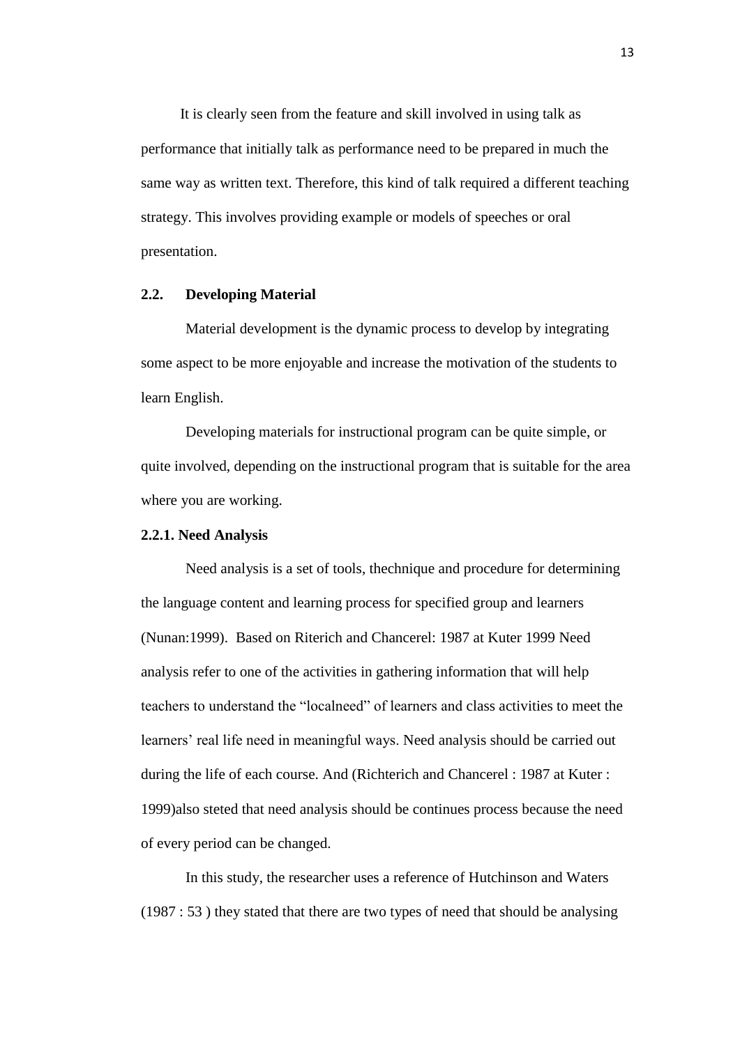It is clearly seen from the feature and skill involved in using talk as performance that initially talk as performance need to be prepared in much the same way as written text. Therefore, this kind of talk required a different teaching strategy. This involves providing example or models of speeches or oral presentation.

## 2.2. Developing Material

Material development is the dynamic process to develop by integrating some aspect to be more enjoyable and increase the motivation of the students to learn English.

Developing materials for instructional program can be quite simple, or quite involved, depending on the instructional program that is suitable for the area where you are working.

### 2.2.1. Need Analysis

Need analysis is a set of tools, thechnique and procedure for determining the language content and learning process for specified group and learners (Nunan:1999). Based on Riterich and Chancerel: 1987 at Kuter 1999 Need analysis refer to one of the activities in gathering information that will help teachers to understand the "localneed" of learners and class activities to meet the learners' real life need in meaningful ways. Need analysis should be carried out during the life of each course. And (Richterich and Chancerel : 1987 at Kuter : 1999)also steted that need analysis should be continues process because the need of every period can be changed.

In this study, the researcher uses a reference of Hutchinson and Waters (1987 : 53 ) they stated that there are two types of need that should be analysing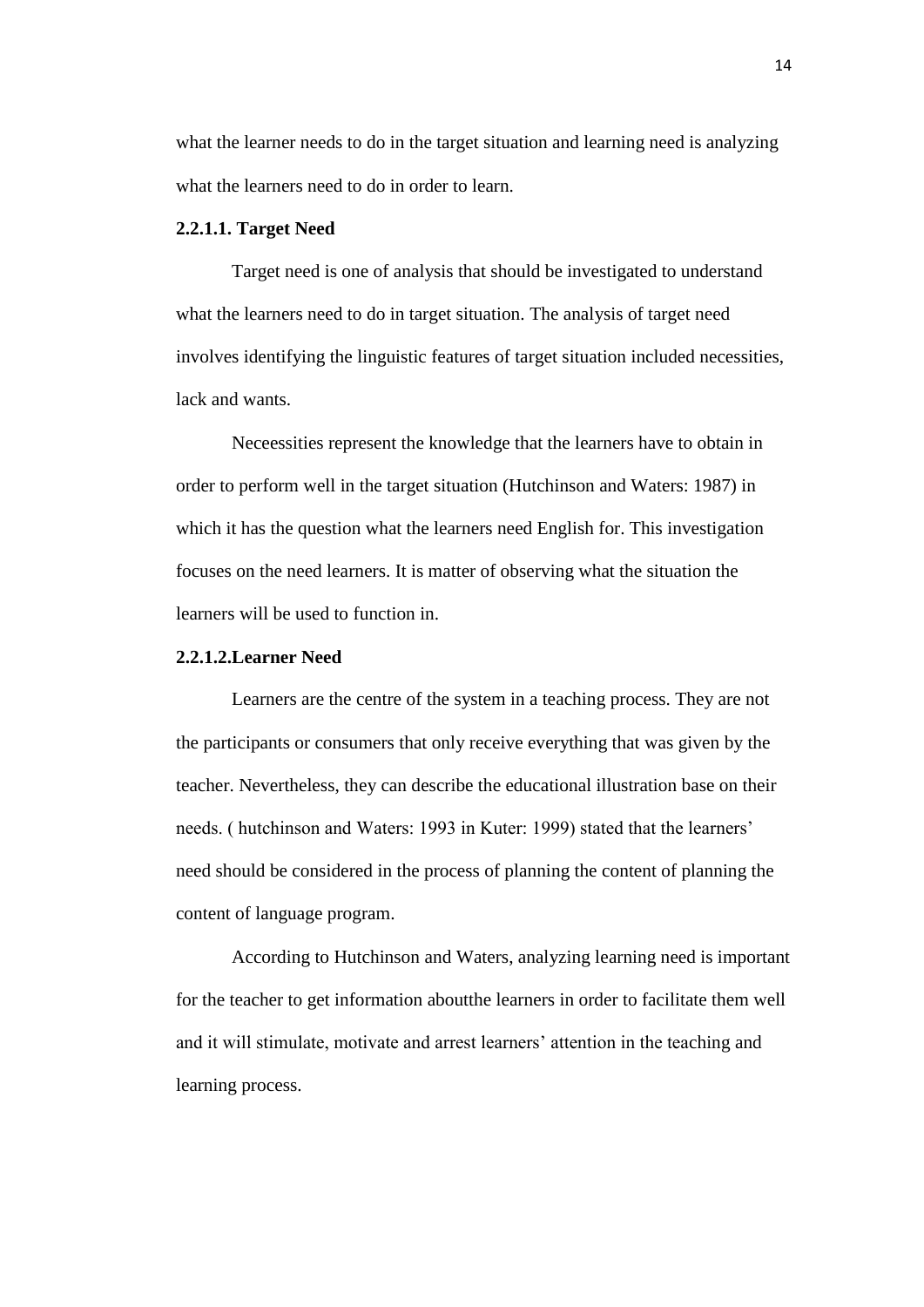what the learner needs to do in the target situation and learning need is analyzing what the learners need to do in order to learn.

#### 2.2.1.1. Target Need

Target need is one of analysis that should be investigated to understand what the learners need to do in target situation. The analysis of target need involves identifying the linguistic features of target situation included necessities, lack and wants.

Neceessities represent the knowledge that the learners have to obtain in order to perform well in the target situation (Hutchinson and Waters: 1987) in which it has the question what the learners need English for. This investigation focuses on the need learners. It is matter of observing what the situation the learners will be used to function in.

#### 2.2.1.2.Learner Need

Learners are the centre of the system in a teaching process. They are not the participants or consumers that only receive everything that was given by the teacher. Nevertheless, they can describe the educational illustration base on their needs. ( hutchinson and Waters: 1993 in Kuter: 1999) stated that the learners' need should be considered in the process of planning the content of planning the content of language program.

According to Hutchinson and Waters, analyzing learning need is important for the teacher to get information aboutthe learners in order to facilitate them well and it will stimulate, motivate and arrest learners' attention in the teaching and learning process.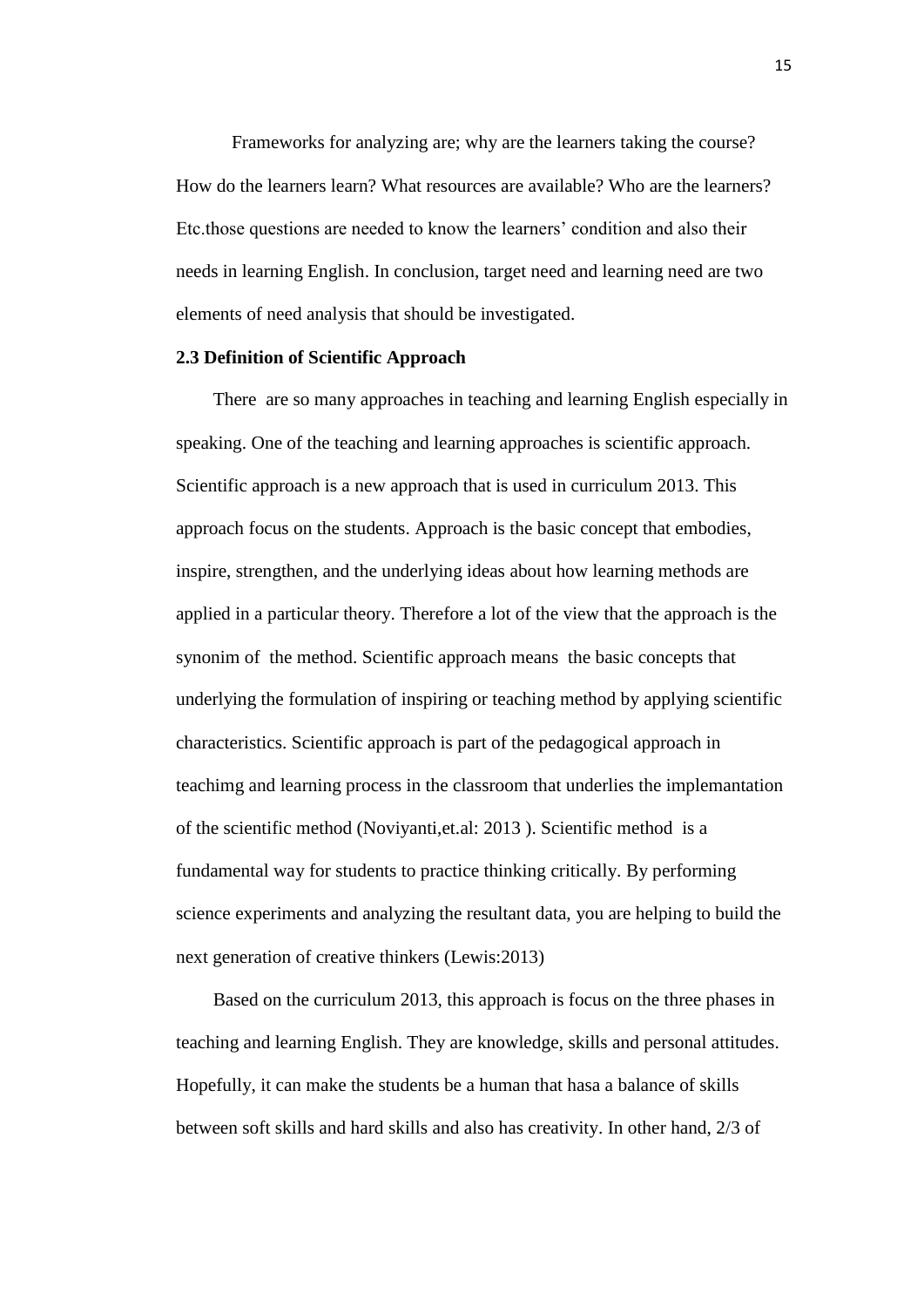Frameworks for analyzing are; why are the learners taking the course? How do the learners learn? What resources are available? Who are the learners? Etc.those questions are needed to know the learners' condition and also their needs in learning English. In conclusion, target need and learning need are two elements of need analysis that should be investigated.

**2.3 Definition of Scientific Approach**

There are so many approaches in teaching and learning English especially in speaking. One of the teaching and learning approaches is scientific approach. Scientific approach is a new approach that is used in curriculum 2013. This approach focus on the students. Approach is the basic concept that embodies, inspire, strengthen, and the underlying ideas about how learning methods are applied in a particular theory. Therefore a lot of the view that the approach is the synonim of the method. Scientific approach means the basic concepts that underlying the formulation of inspiring or teaching method by applying scientific characteristics. Scientific approach is part of the pedagogical approach in teachimg and learning process in the classroom that underlies the implemantation of the scientific method (Noviyanti,et.al: 2013 ). Scientific method is a fundamental way for students to practice thinking critically. By performing science experiments and analyzing the resultant data, you are helping to build the next generation of creative thinkers (Lewis:2013)

Based on the curriculum 2013, this approach is focus on the three phases in teaching and learning English. They are knowledge, skills and personal attitudes. Hopefully, it can make the students be a human that hasa a balance of skills between soft skills and hard skills and also has creativity. In other hand, 2/3 of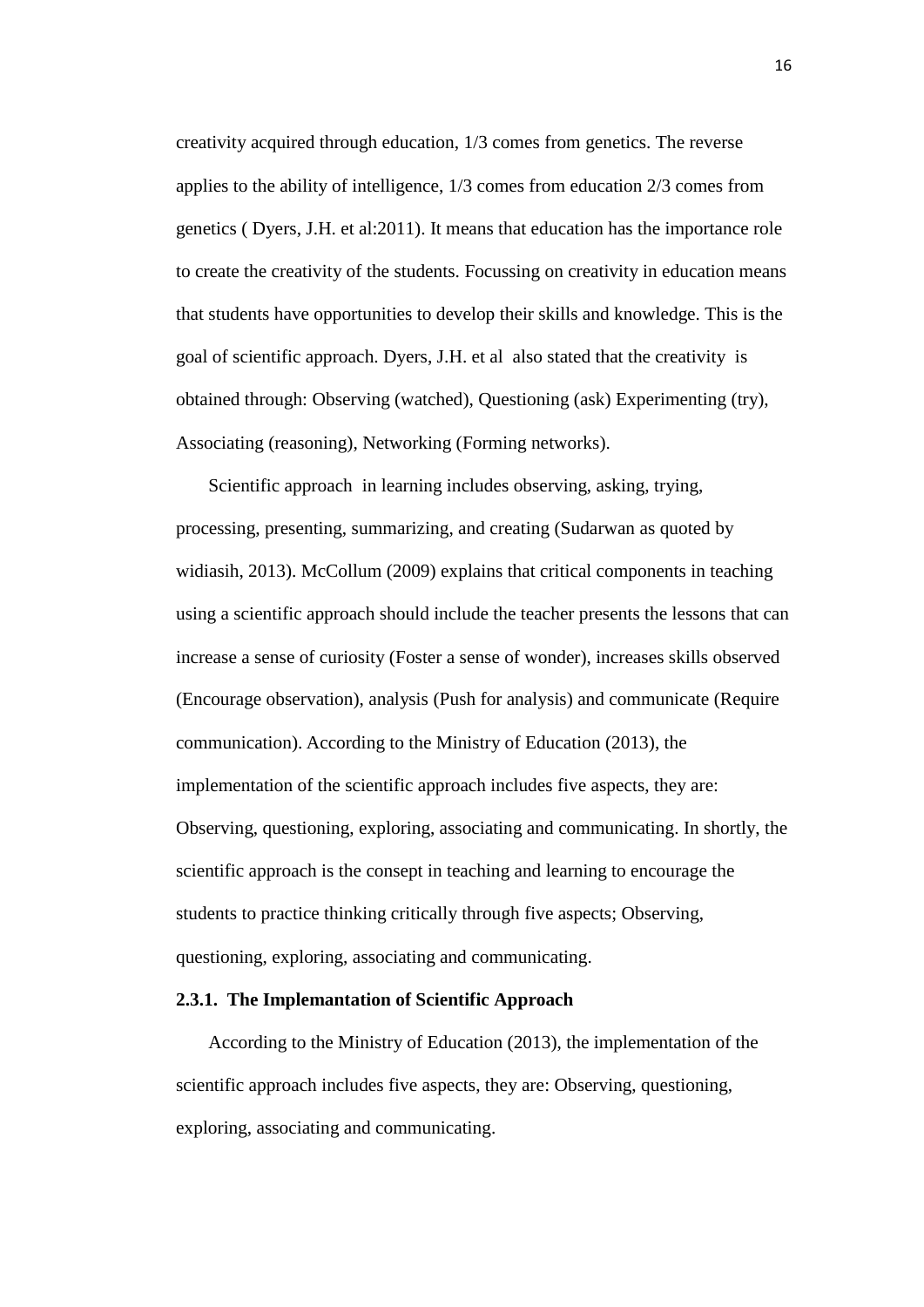creativity acquired through education, 1/3 comes from genetics. The reverse applies to the ability of intelligence, 1/3 comes from education 2/3 comes from genetics ( Dyers, J.H. et al:2011). It means that education has the importance role to create the creativity of the students. Focussing on creativity in education means that students have opportunities to develop their skills and knowledge. This is the goal of scientific approach. Dyers, J.H. et al also stated that the creativity is obtained through: Observing (watched), Questioning (ask) Experimenting (try), Associating (reasoning), Networking (Forming networks).

Scientific approach in learning includes observing, asking, trying, processing, presenting, summarizing, and creating (Sudarwan as quoted by widiasih, 2013). McCollum (2009) explains that critical components in teaching using a scientific approach should include the teacher presents the lessons that can increase a sense of curiosity (Foster a sense of wonder), increases skills observed (Encourage observation), analysis (Push for analysis) and communicate (Require communication). According to the Ministry of Education (2013), the implementation of the scientific approach includes five aspects, they are: Observing, questioning, exploring, associating and communicating. In shortly, the scientific approach is the consept in teaching and learning to encourage the students to practice thinking critically through five aspects; Observing, questioning, exploring, associating and communicating.

### 2.3.1. The Implemantation of Scientific Approach

According to the Ministry of Education (2013), the implementation of the scientific approach includes five aspects, they are: Observing, questioning, exploring, associating and communicating.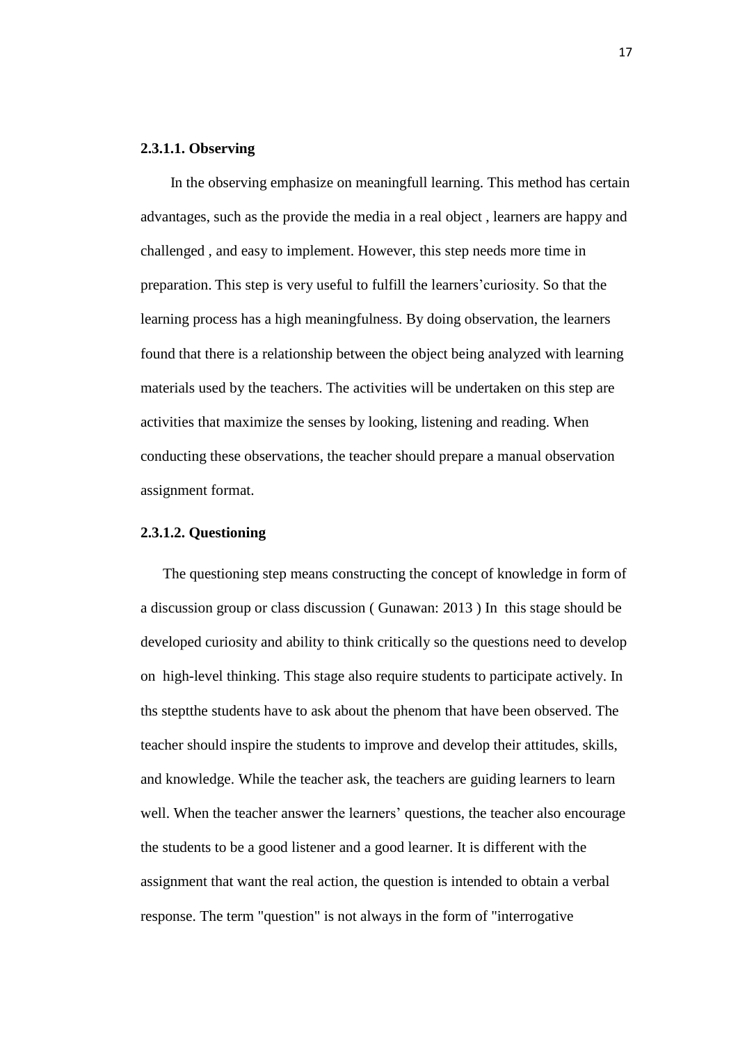#### 2.3.1.1. Observing

In the observing emphasize on meaningfull learning. This method has certain advantages, such as the provide the media in a real object , learners are happy and challenged , and easy to implement. However, this step needs more time in preparation. This step is very useful to fulfill the learners'curiosity. So that the learning process has a high meaningfulness. By doing observation, the learners found that there is a relationship between the object being analyzed with learning materials used by the teachers. The activities will be undertaken on this step are activities that maximize the senses by looking, listening and reading. When conducting these observations, the teacher should prepare a manual observation assignment format.

#### 2.3.1.2. Questioning

The questioning step means constructing the concept of knowledge in form of a discussion group or class discussion ( Gunawan: 2013 ) In this stage should be developed curiosity and ability to think critically so the questions need to develop on high-level thinking. This stage also require students to participate actively. In ths steptthe students have to ask about the phenom that have been observed. The teacher should inspire the students to improve and develop their attitudes, skills, and knowledge. While the teacher ask, the teachers are guiding learners to learn well. When the teacher answer the learners' questions, the teacher also encourage the students to be a good listener and a good learner. It is different with the assignment that want the real action, the question is intended to obtain a verbal response. The term "question" is not always in the form of "interrogative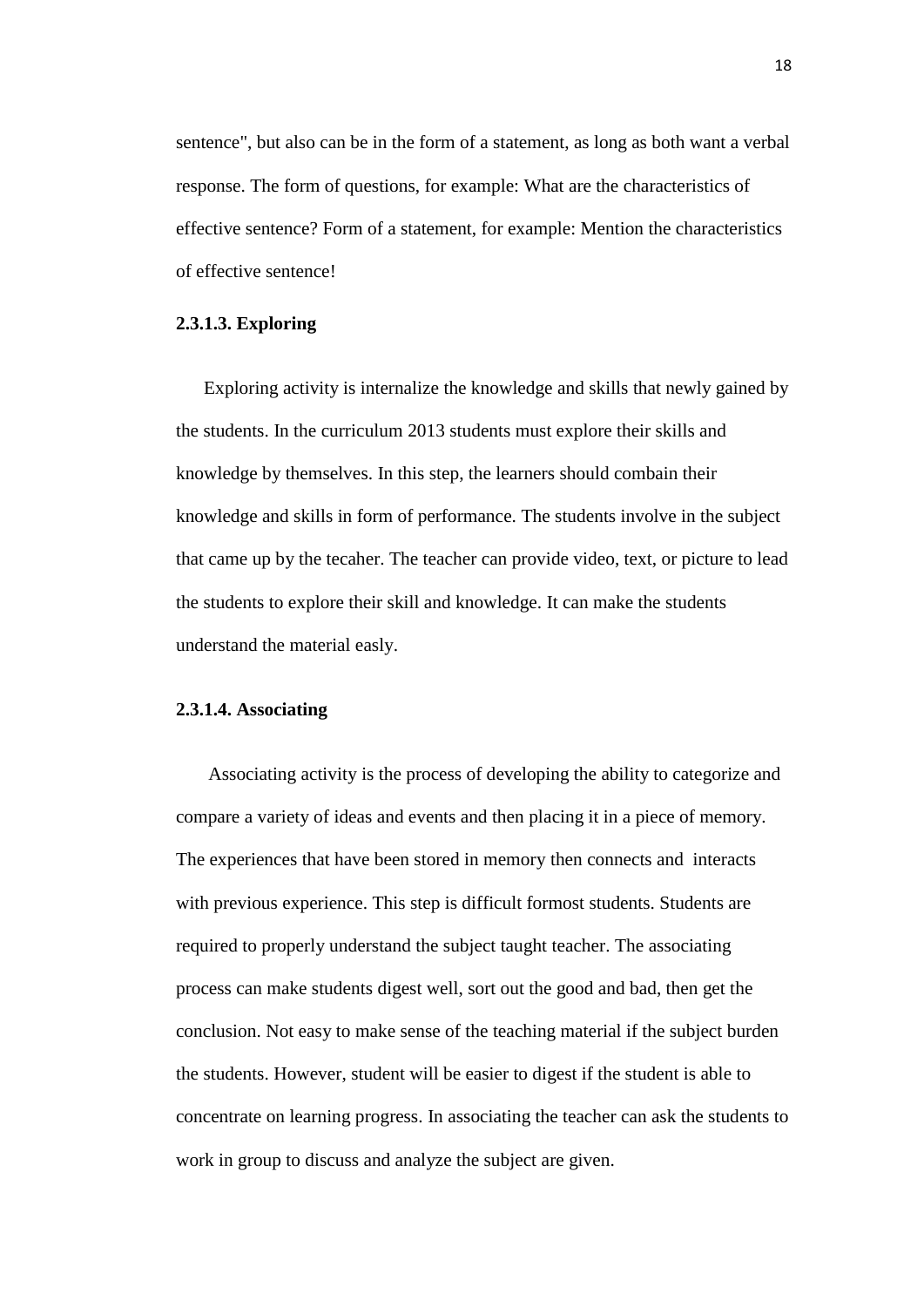sentence", but also can be in the form of a statement, as long as both want a verbal response. The form of questions, for example: What are the characteristics of effective sentence? Form of a statement, for example: Mention the characteristics of effective sentence!

#### 2.3.1.3. Exploring

Exploring activity is internalize the knowledge and skills that newly gained by the students. In the curriculum 2013 students must explore their skills and knowledge by themselves. In this step, the learners should combain their knowledge and skills in form of performance. The students involve in the subject that came up by the tecaher. The teacher can provide video, text, or picture to lead the students to explore their skill and knowledge. It can make the students understand the material easly.

#### 2.3.1.4. Associating

Associating activity is the process of developing the ability to categorize and compare a variety of ideas and events and then placing it in a piece of memory. The experiences that have been stored in memory then connects and interacts with previous experience. This step is difficult formost students. Students are required to properly understand the subject taught teacher. The associating process can make students digest well, sort out the good and bad, then get the conclusion. Not easy to make sense of the teaching material if the subject burden the students. However, student will be easier to digest if the student is able to concentrate on learning progress. In associating the teacher can ask the students to work in group to discuss and analyze the subject are given.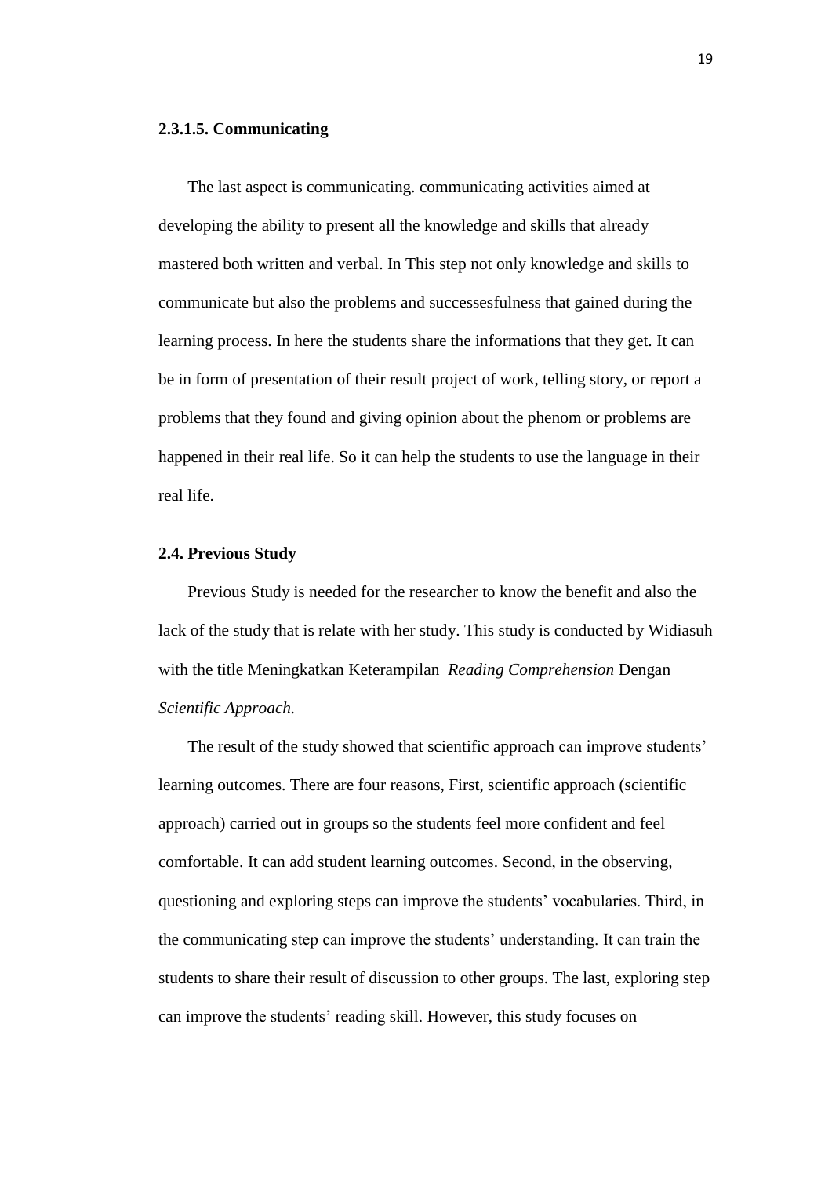### 2.3.1.5. Communicating

The last aspect is communicating. communicating activities aimed at developing the ability to present all the knowledge and skills that already mastered both written and verbal. In This step not only knowledge and skills to communicate but also the problems and successesfulness that gained during the learning process. In here the students share the informations that they get. It can be in form of presentation of their result project of work, telling story, or report a problems that they found and giving opinion about the phenom or problems are happened in their real life. So it can help the students to use the language in their real life.

## 2.4. Previous Study

Previous Study is needed for the researcher to know the benefit and also the lack of the study that is relate with her study. This study is conducted by Widiasuh with the title Meningkatkan Keterampilan *Reading Comprehension* Dengan *Scientific Approach.*

The result of the study showed that scientific approach can improve students' learning outcomes. There are four reasons, First, scientific approach (scientific approach) carried out in groups so the students feel more confident and feel comfortable. It can add student learning outcomes. Second, in the observing, questioning and exploring steps can improve the students' vocabularies. Third, in the communicating step can improve the students' understanding. It can train the students to share their result of discussion to other groups. The last, exploring step can improve the students' reading skill. However, this study focuses on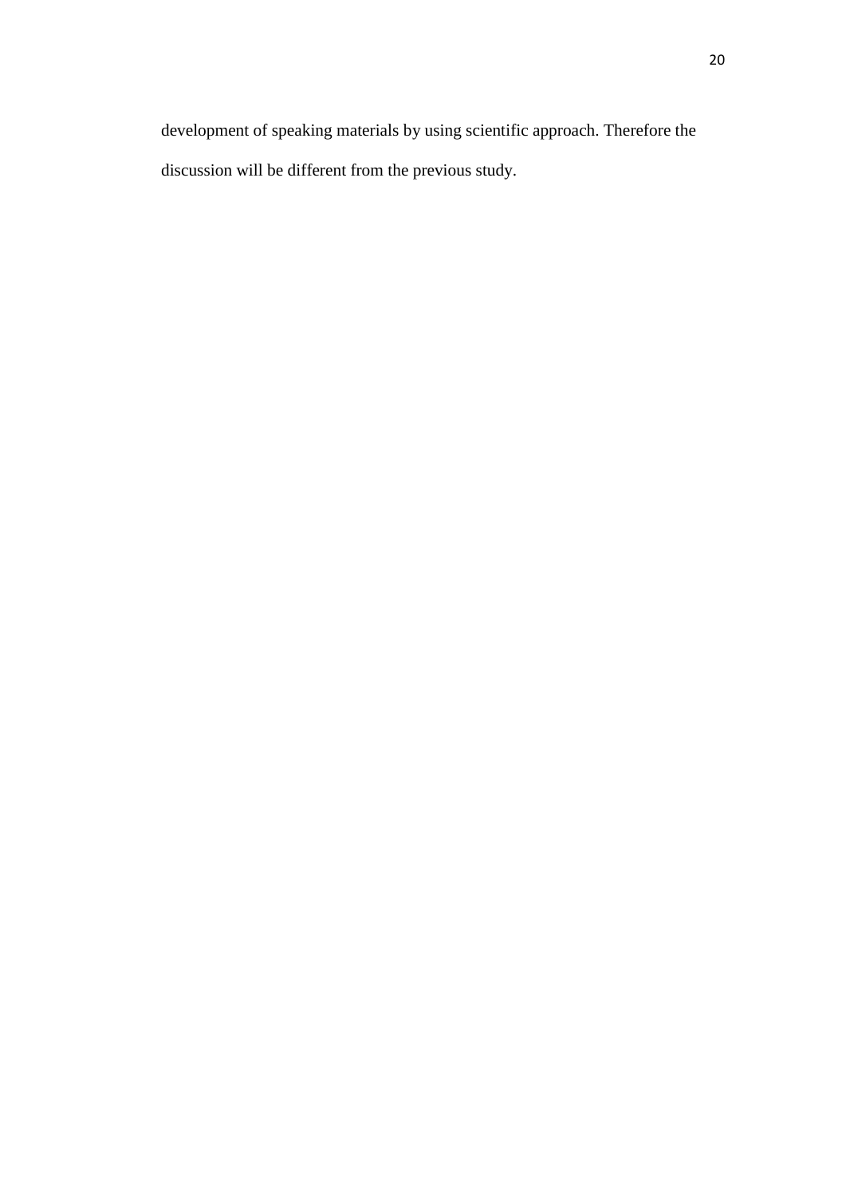development of speaking materials by using scientific approach. Therefore the discussion will be different from the previous study.